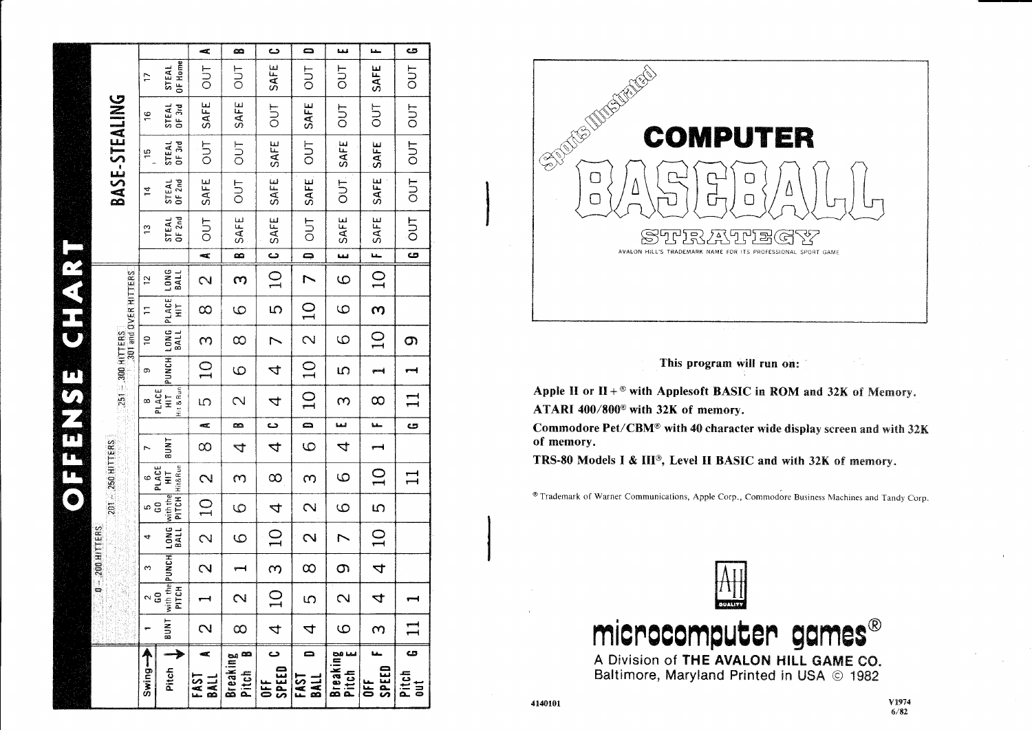# OFFENSE CHART

| Swing → | 1 | 2 | 3 | 4 | 5 | 6 | 7 | 8 | 9 | 10 | 11 | 12 |
|---|---|---|---|---|---|---|---|---|---|---|---|---|
| | 0 - .200 HITTERS | | | | .201 - .250 HITTERS | | | .251 - .300 HITTERS | | | .301 and OVER HITTERS | |
| Pitch → | BUNT | GO with the PITCH | PUNCH | LONG BALL | GO with the PITCH | PLACE HIT Hit&Run | BUNT | PLACE HIT Hit & Run | PUNCH | LONG BALL | PLACE HIT | LONG BALL |
| A FAST BALL | 2 | 1 | 2 | 2 | 10 | 2 | 8 | 5 | 10 | 3 | 8 | 2 |
| B Breaking Pitch | 8 | 2 | 1 | 6 | 6 | 3 | 4 | 2 | 6 | 8 | 6 | 3 |
| C OFF SPEED | 4 | 10 | 3 | 10 | 4 | 8 | 4 | 4 | 4 | 7 | 5 | 10 |
| D FAST BALL | 4 | 5 | 8 | 2 | 2 | 3 | 6 | 10 | 10 | 2 | 10 | 7 |
| E Breaking Pitch | 6 | 2 | 9 | 7 | 6 | 6 | 4 | 3 | 5 | 6 | 6 | 6 |
| F OFF SPEED | 3 | 4 | 4 | 10 | 5 | 10 | 1 | 8 | 1 | 10 | 3 | 10 |
| G Pitch out | 11 | 1 | | | | 11 | | 11 | 1 | 9 | | |

## BASE-STEALING

| | 13 STEAL OF 2nd | 14 STEAL OF 2nd | 15 STEAL OF 3rd | 16 STEAL OF 3rd | 17 STEAL OF Home |
|---|---|---|---|---|---|
| A | OUT | SAFE | OUT | SAFE | OUT |
| B | SAFE | OUT | OUT | SAFE | OUT |
| C | SAFE | SAFE | SAFE | OUT | SAFE |
| D | OUT | SAFE | OUT | SAFE | OUT |
| E | SAFE | OUT | SAFE | OUT | OUT |
| F | SAFE | SAFE | SAFE | OUT | SAFE |
| G | OUT | OUT | OUT | OUT | OUT |

Sports Illustrated

# COMPUTER BASEBALL STRATEGY

AVALON HILL'S TRADEMARK NAME FOR ITS PROFESSIONAL SPORT GAME

**This program will run on:**

**Apple II or II+® with Applesoft BASIC in ROM and 32K of Memory.**

**ATARI 400/800® with 32K of memory.**

**Commodore Pet/CBM® with 40 character wide display screen and with 32K of memory.**

**TRS-80 Models I & III®, Level II BASIC and with 32K of memory.**

® Trademark of Warner Communications, Apple Corp., Commodore Business Machines and Tandy Corp.

AH QUALITY

# microcomputer games®

A Division of **THE AVALON HILL GAME CO.**
Baltimore, Maryland Printed in USA © 1982

4140101

V1974
6/82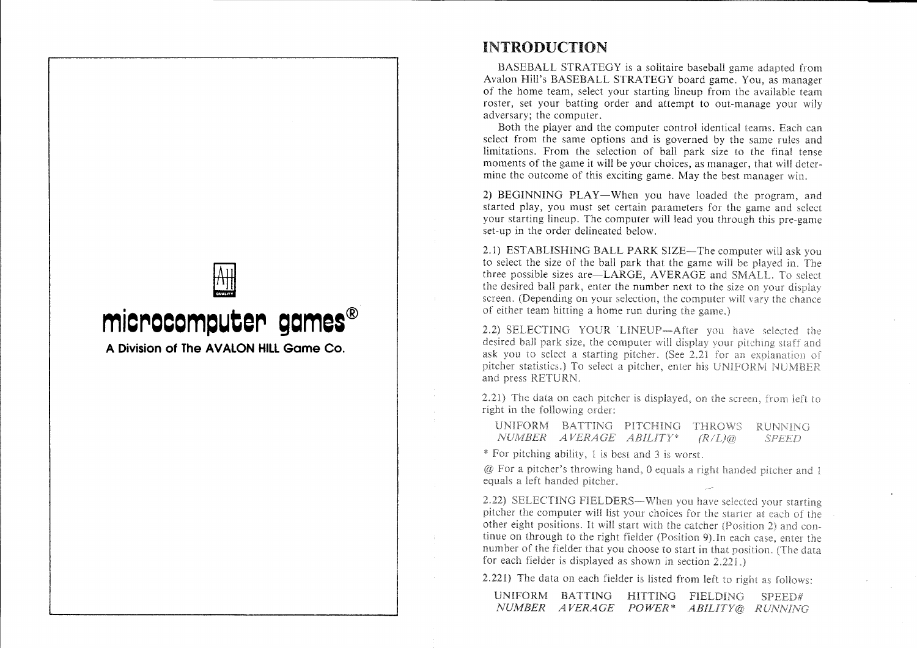**microcomputer games®**

**A Division of The AVALON HILL Game Co.**

# INTRODUCTION

BASEBALL STRATEGY is a solitaire baseball game adapted from Avalon Hill's BASEBALL STRATEGY board game. You, as manager of the home team, select your starting lineup from the available team roster, set your batting order and attempt to out-manage your wily adversary; the computer.

Both the player and the computer control identical teams. Each can select from the same options and is governed by the same rules and limitations. From the selection of ball park size to the final tense moments of the game it will be your choices, as manager, that will determine the outcome of this exciting game. May the best manager win.

2) BEGINNING PLAY—When you have loaded the program, and started play, you must set certain parameters for the game and select your starting lineup. The computer will lead you through this pre-game set-up in the order delineated below.

2.1) ESTABLISHING BALL PARK SIZE—The computer will ask you to select the size of the ball park that the game will be played in. The three possible sizes are—LARGE, AVERAGE and SMALL. To select the desired ball park, enter the number next to the size on your display screen. (Depending on your selection, the computer will vary the chance of either team hitting a home run during the game.)

2.2) SELECTING YOUR LINEUP—After you have selected the desired ball park size, the computer will display your pitching staff and ask you to select a starting pitcher. (See 2.21 for an explanation of pitcher statistics.) To select a pitcher, enter his UNIFORM NUMBER and press RETURN.

2.21) The data on each pitcher is displayed, on the screen, from left to right in the following order:

| UNIFORM *NUMBER* | BATTING *AVERAGE* | PITCHING *ABILITY** | THROWS *(R/L)@* | RUNNING *SPEED* |
|---|---|---|---|---|

* For pitching ability, 1 is best and 3 is worst.

@ For a pitcher's throwing hand, 0 equals a right handed pitcher and 1 equals a left handed pitcher.

2.22) SELECTING FIELDERS—When you have selected your starting pitcher the computer will list your choices for the starter at each of the other eight positions. It will start with the catcher (Position 2) and continue on through to the right fielder (Position 9). In each case, enter the number of the fielder that you choose to start in that position. (The data for each fielder is displayed as shown in section 2.221.)

2.221) The data on each fielder is listed from left to right as follows:

| UNIFORM *NUMBER* | BATTING *AVERAGE* | HITTING *POWER** | FIELDING *ABILITY@* | SPEED# *RUNNING* |
|---|---|---|---|---|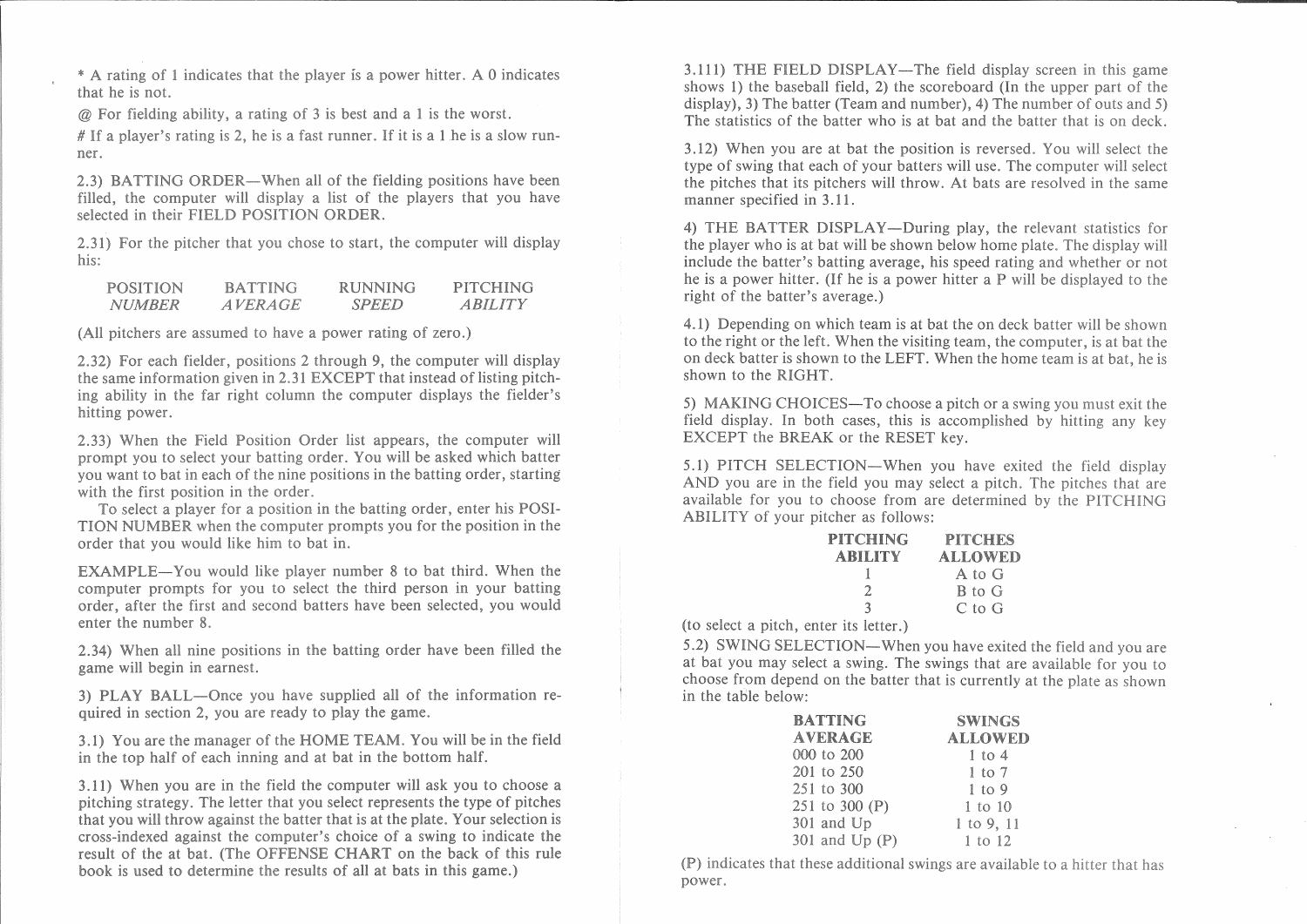* A rating of 1 indicates that the player is a power hitter. A 0 indicates that he is not.

@ For fielding ability, a rating of 3 is best and a 1 is the worst.

# If a player's rating is 2, he is a fast runner. If it is a 1 he is a slow runner.

2.3) BATTING ORDER—When all of the fielding positions have been filled, the computer will display a list of the players that you have selected in their FIELD POSITION ORDER.

2.31) For the pitcher that you chose to start, the computer will display his:

| POSITION | BATTING | RUNNING | PITCHING |
|---|---|---|---|
| *NUMBER* | *AVERAGE* | *SPEED* | *ABILITY* |

(All pitchers are assumed to have a power rating of zero.)

2.32) For each fielder, positions 2 through 9, the computer will display the same information given in 2.31 EXCEPT that instead of listing pitching ability in the far right column the computer displays the fielder's hitting power.

2.33) When the Field Position Order list appears, the computer will prompt you to select your batting order. You will be asked which batter you want to bat in each of the nine positions in the batting order, starting with the first position in the order.

To select a player for a position in the batting order, enter his POSITION NUMBER when the computer prompts you for the position in the order that you would like him to bat in.

EXAMPLE—You would like player number 8 to bat third. When the computer prompts for you to select the third person in your batting order, after the first and second batters have been selected, you would enter the number 8.

2.34) When all nine positions in the batting order have been filled the game will begin in earnest.

3) PLAY BALL—Once you have supplied all of the information required in section 2, you are ready to play the game.

3.1) You are the manager of the HOME TEAM. You will be in the field in the top half of each inning and at bat in the bottom half.

3.11) When you are in the field the computer will ask you to choose a pitching strategy. The letter that you select represents the type of pitches that you will throw against the batter that is at the plate. Your selection is cross-indexed against the computer's choice of a swing to indicate the result of the at bat. (The OFFENSE CHART on the back of this rule book is used to determine the results of all at bats in this game.)

3.111) THE FIELD DISPLAY—The field display screen in this game shows 1) the baseball field, 2) the scoreboard (In the upper part of the display), 3) The batter (Team and number), 4) The number of outs and 5) The statistics of the batter who is at bat and the batter that is on deck.

3.12) When you are at bat the position is reversed. You will select the type of swing that each of your batters will use. The computer will select the pitches that its pitchers will throw. At bats are resolved in the same manner specified in 3.11.

4) THE BATTER DISPLAY—During play, the relevant statistics for the player who is at bat will be shown below home plate. The display will include the batter's batting average, his speed rating and whether or not he is a power hitter. (If he is a power hitter a P will be displayed to the right of the batter's average.)

4.1) Depending on which team is at bat the on deck batter will be shown to the right or the left. When the visiting team, the computer, is at bat the on deck batter is shown to the LEFT. When the home team is at bat, he is shown to the RIGHT.

5) MAKING CHOICES—To choose a pitch or a swing you must exit the field display. In both cases, this is accomplished by hitting any key EXCEPT the BREAK or the RESET key.

5.1) PITCH SELECTION—When you have exited the field display AND you are in the field you may select a pitch. The pitches that are available for you to choose from are determined by the PITCHING ABILITY of your pitcher as follows:

| PITCHING ABILITY | PITCHES ALLOWED |
|---|---|
| 1 | A to G |
| 2 | B to G |
| 3 | C to G |

(to select a pitch, enter its letter.)

5.2) SWING SELECTION—When you have exited the field and you are at bat you may select a swing. The swings that are available for you to choose from depend on the batter that is currently at the plate as shown in the table below:

| BATTING AVERAGE | SWINGS ALLOWED |
|---|---|
| 000 to 200 | 1 to 4 |
| 201 to 250 | 1 to 7 |
| 251 to 300 | 1 to 9 |
| 251 to 300 (P) | 1 to 10 |
| 301 and Up | 1 to 9, 11 |
| 301 and Up (P) | 1 to 12 |

(P) indicates that these additional swings are available to a hitter that has power.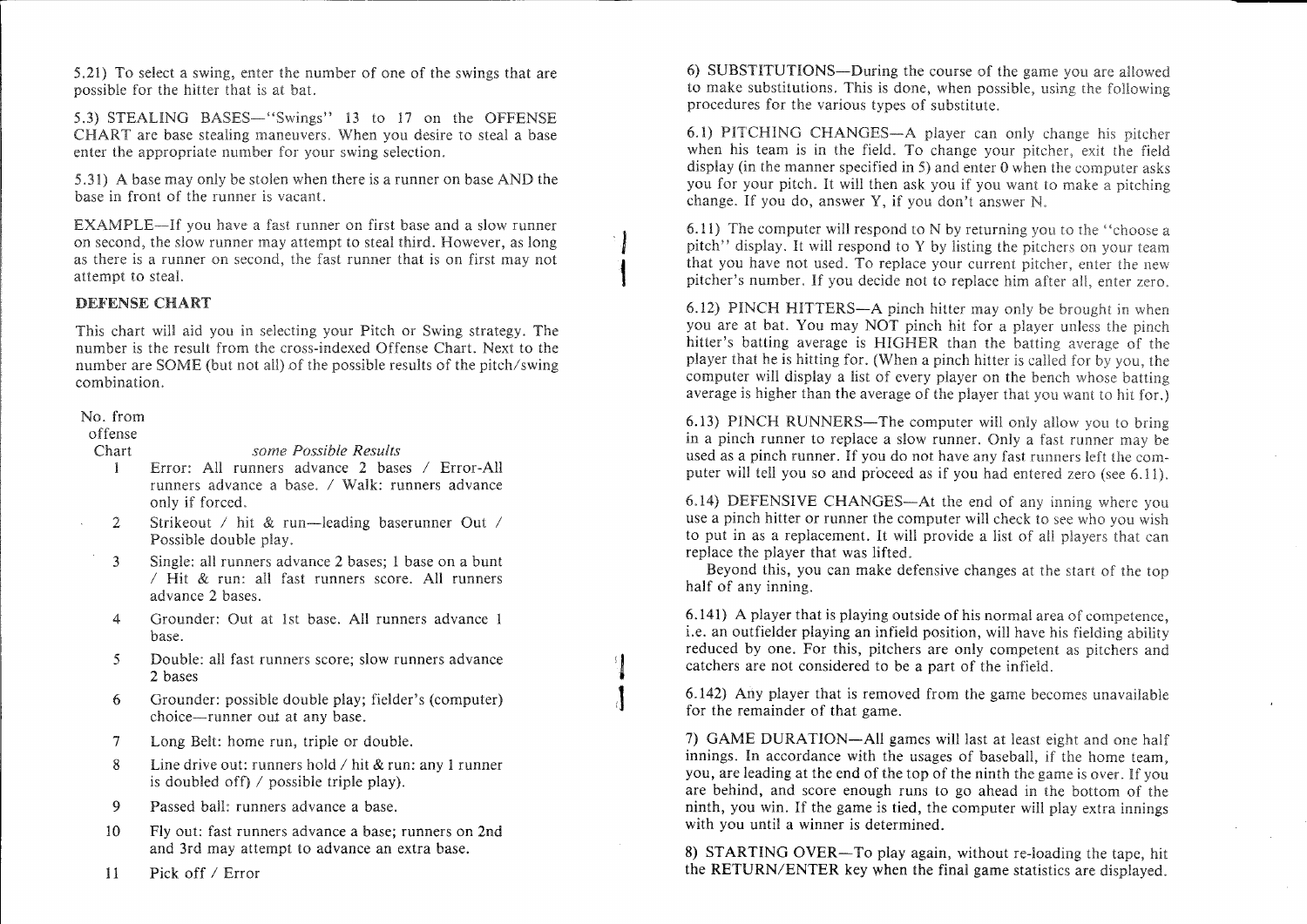5.21) To select a swing, enter the number of one of the swings that are possible for the hitter that is at bat.

5.3) STEALING BASES—"Swings" 13 to 17 on the OFFENSE CHART are base stealing maneuvers. When you desire to steal a base enter the appropriate number for your swing selection.

5.31) A base may only be stolen when there is a runner on base AND the base in front of the runner is vacant.

EXAMPLE—If you have a fast runner on first base and a slow runner on second, the slow runner may attempt to steal third. However, as long as there is a runner on second, the fast runner that is on first may not attempt to steal.

### DEFENSE CHART

This chart will aid you in selecting your Pitch or Swing strategy. The number is the result from the cross-indexed Offense Chart. Next to the number are SOME (but not all) of the possible results of the pitch/swing combination.

| No. from offense Chart | *some Possible Results* |
|---|---|
| 1 | Error: All runners advance 2 bases / Error-All runners advance a base. / Walk: runners advance only if forced. |
| 2 | Strikeout / hit & run—leading baserunner Out / Possible double play. |
| 3 | Single: all runners advance 2 bases; 1 base on a bunt / Hit & run: all fast runners score. All runners advance 2 bases. |
| 4 | Grounder: Out at 1st base. All runners advance 1 base. |
| 5 | Double: all fast runners score; slow runners advance 2 bases |
| 6 | Grounder: possible double play; fielder's (computer) choice—runner out at any base. |
| 7 | Long Belt: home run, triple or double. |
| 8 | Line drive out: runners hold / hit & run: any 1 runner is doubled off) / possible triple play). |
| 9 | Passed ball: runners advance a base. |
| 10 | Fly out: fast runners advance a base; runners on 2nd and 3rd may attempt to advance an extra base. |
| 11 | Pick off / Error |

6) SUBSTITUTIONS—During the course of the game you are allowed to make substitutions. This is done, when possible, using the following procedures for the various types of substitute.

6.1) PITCHING CHANGES—A player can only change his pitcher when his team is in the field. To change your pitcher, exit the field display (in the manner specified in 5) and enter 0 when the computer asks you for your pitch. It will then ask you if you want to make a pitching change. If you do, answer Y, if you don't answer N.

6.11) The computer will respond to N by returning you to the "choose a pitch" display. It will respond to Y by listing the pitchers on your team that you have not used. To replace your current pitcher, enter the new pitcher's number. If you decide not to replace him after all, enter zero.

6.12) PINCH HITTERS—A pinch hitter may only be brought in when you are at bat. You may NOT pinch hit for a player unless the pinch hitter's batting average is HIGHER than the batting average of the player that he is hitting for. (When a pinch hitter is called for by you, the computer will display a list of every player on the bench whose batting average is higher than the average of the player that you want to hit for.)

6.13) PINCH RUNNERS—The computer will only allow you to bring in a pinch runner to replace a slow runner. Only a fast runner may be used as a pinch runner. If you do not have any fast runners left the computer will tell you so and proceed as if you had entered zero (see 6.11).

6.14) DEFENSIVE CHANGES—At the end of any inning where you use a pinch hitter or runner the computer will check to see who you wish to put in as a replacement. It will provide a list of all players that can replace the player that was lifted.

Beyond this, you can make defensive changes at the start of the top half of any inning.

6.141) A player that is playing outside of his normal area of competence, i.e. an outfielder playing an infield position, will have his fielding ability reduced by one. For this, pitchers are only competent as pitchers and catchers are not considered to be a part of the infield.

6.142) Any player that is removed from the game becomes unavailable for the remainder of that game.

7) GAME DURATION—All games will last at least eight and one half innings. In accordance with the usages of baseball, if the home team, you, are leading at the end of the top of the ninth the game is over. If you are behind, and score enough runs to go ahead in the bottom of the ninth, you win. If the game is tied, the computer will play extra innings with you until a winner is determined.

8) STARTING OVER—To play again, without re-loading the tape, hit the RETURN/ENTER key when the final game statistics are displayed.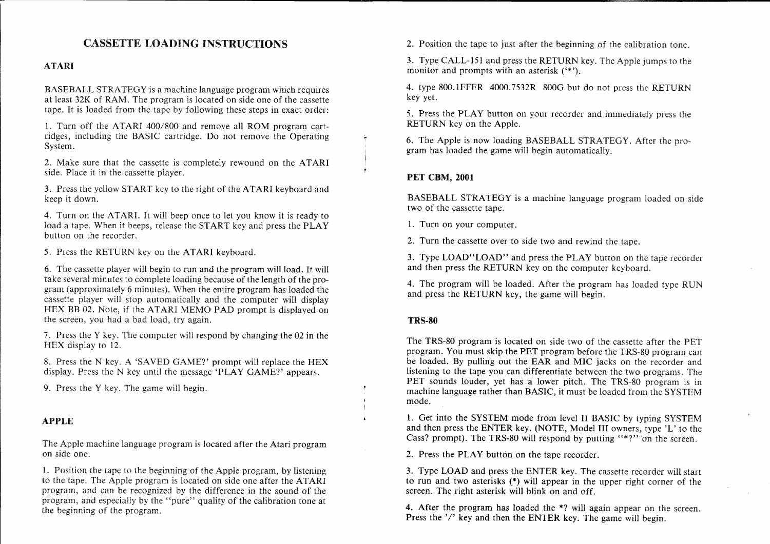# CASSETTE LOADING INSTRUCTIONS

## ATARI

BASEBALL STRATEGY is a machine language program which requires at least 32K of RAM. The program is located on side one of the cassette tape. It is loaded from the tape by following these steps in exact order:

1. Turn off the ATARI 400/800 and remove all ROM program cartridges, including the BASIC cartridge. Do not remove the Operating System.

2. Make sure that the cassette is completely rewound on the ATARI side. Place it in the cassette player.

3. Press the yellow START key to the right of the ATARI keyboard and keep it down.

4. Turn on the ATARI. It will beep once to let you know it is ready to load a tape. When it beeps, release the START key and press the PLAY button on the recorder.

5. Press the RETURN key on the ATARI keyboard.

6. The cassette player will begin to run and the program will load. It will take several minutes to complete loading because of the length of the program (approximately 6 minutes). When the entire program has loaded the cassette player will stop automatically and the computer will display HEX BB 02. Note, if the ATARI MEMO PAD prompt is displayed on the screen, you had a bad load, try again.

7. Press the Y key. The computer will respond by changing the 02 in the HEX display to 12.

8. Press the N key. A 'SAVED GAME?' prompt will replace the HEX display. Press the N key until the message 'PLAY GAME?' appears.

9. Press the Y key. The game will begin.

## APPLE

The Apple machine language program is located after the Atari program on side one.

1. Position the tape to the beginning of the Apple program, by listening to the tape. The Apple program is located on side one after the ATARI program, and can be recognized by the difference in the sound of the program, and especially by the "pure" quality of the calibration tone at the beginning of the program.

2. Position the tape to just after the beginning of the calibration tone.

3. Type CALL-151 and press the RETURN key. The Apple jumps to the monitor and prompts with an asterisk ('*').

4. type 800.1FFFR 4000.7532R 800G but do not press the RETURN key yet.

5. Press the PLAY button on your recorder and immediately press the RETURN key on the Apple.

6. The Apple is now loading BASEBALL STRATEGY. After the program has loaded the game will begin automatically.

## PET CBM, 2001

BASEBALL STRATEGY is a machine language program loaded on side two of the cassette tape.

1. Turn on your computer.

2. Turn the cassette over to side two and rewind the tape.

3. Type LOAD"LOAD" and press the PLAY button on the tape recorder and then press the RETURN key on the computer keyboard.

4. The program will be loaded. After the program has loaded type RUN and press the RETURN key, the game will begin.

## TRS-80

The TRS-80 program is located on side two of the cassette after the PET program. You must skip the PET program before the TRS-80 program can be loaded. By pulling out the EAR and MIC jacks on the recorder and listening to the tape you can differentiate between the two programs. The PET sounds louder, yet has a lower pitch. The TRS-80 program is in machine language rather than BASIC, it must be loaded from the SYSTEM mode.

1. Get into the SYSTEM mode from level II BASIC by typing SYSTEM and then press the ENTER key. (NOTE, Model III owners, type 'L' to the Cass? prompt). The TRS-80 will respond by putting "*?" on the screen.

2. Press the PLAY button on the tape recorder.

3. Type LOAD and press the ENTER key. The cassette recorder will start to run and two asterisks (*) will appear in the upper right corner of the screen. The right asterisk will blink on and off.

4. After the program has loaded the *? will again appear on the screen. Press the '/' key and then the ENTER key. The game will begin.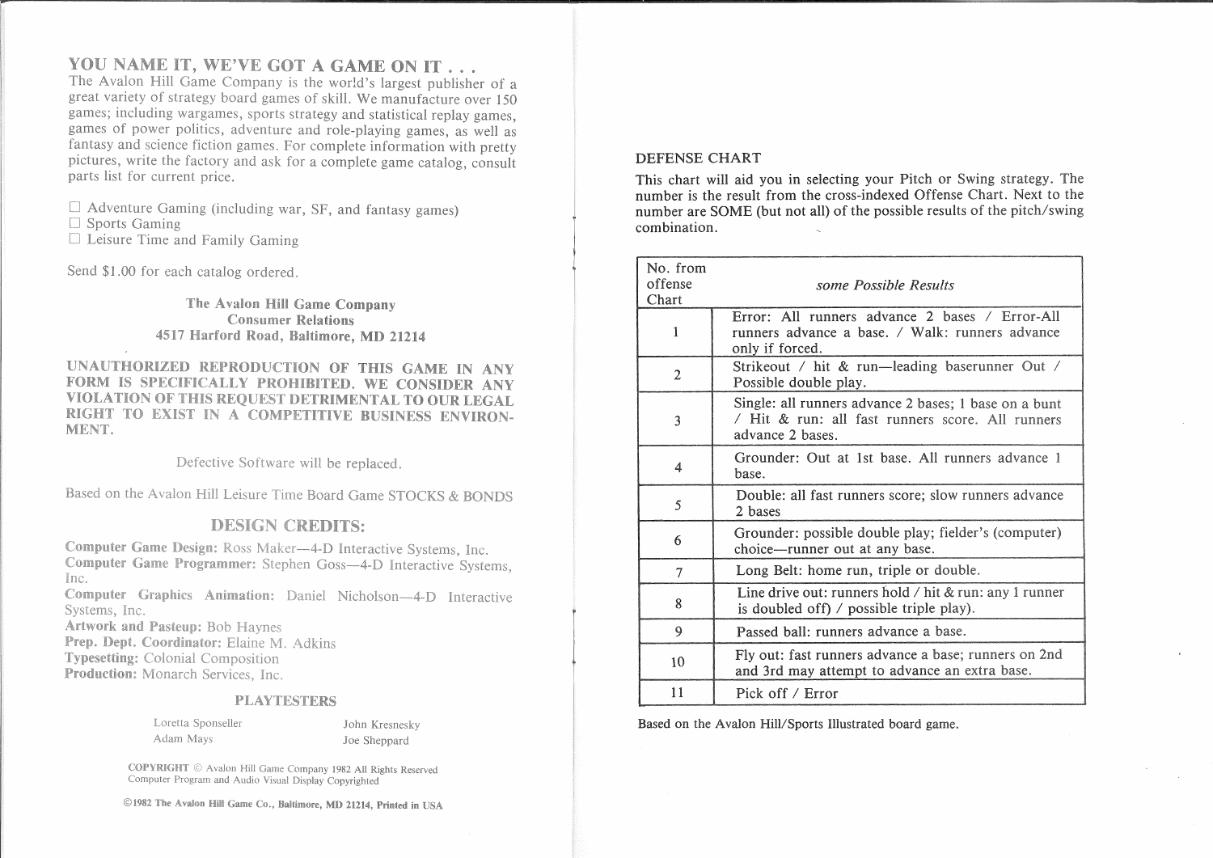## YOU NAME IT, WE'VE GOT A GAME ON IT . . .

The Avalon Hill Game Company is the world's largest publisher of a great variety of strategy board games of skill. We manufacture over 150 games; including wargames, sports strategy and statistical replay games, games of power politics, adventure and role-playing games, as well as fantasy and science fiction games. For complete information with pretty pictures, write the factory and ask for a complete game catalog, consult parts list for current price.

- ☐ Adventure Gaming (including war, SF, and fantasy games)
- ☐ Sports Gaming
- ☐ Leisure Time and Family Gaming

Send $1.00 for each catalog ordered.

**The Avalon Hill Game Company**
**Consumer Relations**
**4517 Harford Road, Baltimore, MD 21214**

**UNAUTHORIZED REPRODUCTION OF THIS GAME IN ANY FORM IS SPECIFICALLY PROHIBITED. WE CONSIDER ANY VIOLATION OF THIS REQUEST DETRIMENTAL TO OUR LEGAL RIGHT TO EXIST IN A COMPETITIVE BUSINESS ENVIRONMENT.**

Defective Software will be replaced.

Based on the Avalon Hill Leisure Time Board Game STOCKS & BONDS

## DESIGN CREDITS:

**Computer Game Design:** Ross Maker—4-D Interactive Systems, Inc.
**Computer Game Programmer:** Stephen Goss—4-D Interactive Systems, Inc.
**Computer Graphics Animation:** Daniel Nicholson—4-D Interactive Systems, Inc.
**Artwork and Pasteup:** Bob Haynes
**Prep. Dept. Coordinator:** Elaine M. Adkins
**Typesetting:** Colonial Composition
**Production:** Monarch Services, Inc.

### PLAYTESTERS

Loretta Sponseller, John Kresnesky, Adam Mays, Joe Sheppard

**COPYRIGHT** © Avalon Hill Game Company 1982 All Rights Reserved
Computer Program and Audio Visual Display Copyrighted

**©1982 The Avalon Hill Game Co., Baltimore, MD 21214, Printed in USA**

## DEFENSE CHART

This chart will aid you in selecting your Pitch or Swing strategy. The number is the result from the cross-indexed Offense Chart. Next to the number are SOME (but not all) of the possible results of the pitch/swing combination.

| No. from offense Chart | *some Possible Results* |
|---|---|
| 1 | Error: All runners advance 2 bases / Error-All runners advance a base. / Walk: runners advance only if forced. |
| 2 | Strikeout / hit & run—leading baserunner Out / Possible double play. |
| 3 | Single: all runners advance 2 bases; 1 base on a bunt / Hit & run: all fast runners score. All runners advance 2 bases. |
| 4 | Grounder: Out at 1st base. All runners advance 1 base. |
| 5 | Double: all fast runners score; slow runners advance 2 bases |
| 6 | Grounder: possible double play; fielder's (computer) choice—runner out at any base. |
| 7 | Long Belt: home run, triple or double. |
| 8 | Line drive out: runners hold / hit & run: any 1 runner is doubled off) / possible triple play). |
| 9 | Passed ball: runners advance a base. |
| 10 | Fly out: fast runners advance a base; runners on 2nd and 3rd may attempt to advance an extra base. |
| 11 | Pick off / Error |

Based on the Avalon Hill/Sports Illustrated board game.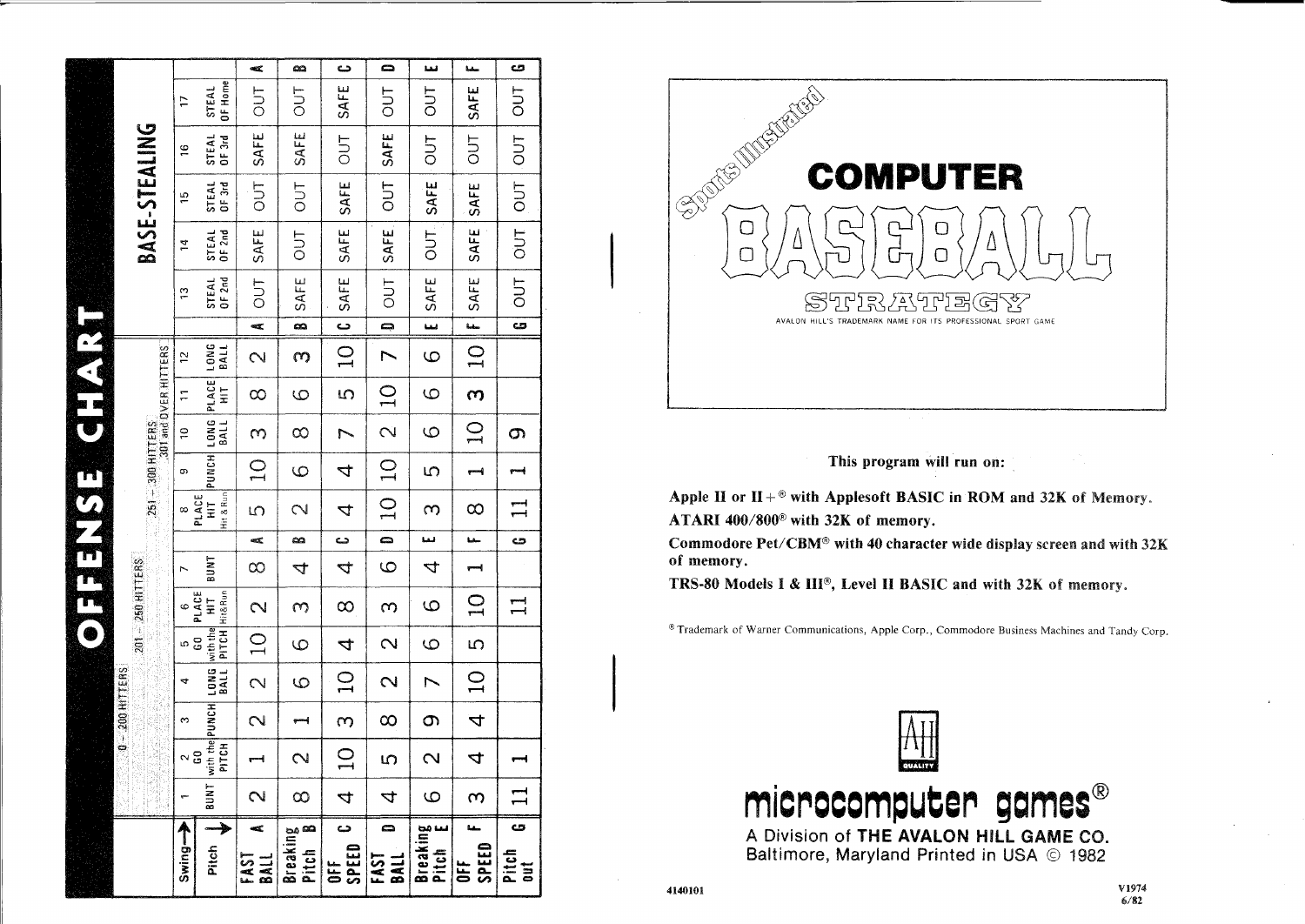# OFFENSE CHART

| Swing → | 0 - 200 HITTERS | | | | 201 - 250 HITTERS | | | | 251 - 300 HITTERS | | | 301 and OVER HITTERS | |
|---|---|---|---|---|---|---|---|---|---|---|---|---|---|
| | 1 | 2 | 3 | 4 | 5 | 6 | 7 | | 8 | 9 | 10 | 11 | 12 |
| Pitch ↓ | BUNT | GO with the PITCH | PUNCH | LONG BALL | GO with the PITCH | PLACE HIT Hit&Run | BUNT | | PLACE HIT Hit & Run | PUNCH | LONG BALL | PLACE HIT | LONG BALL |
| FAST BALL A | 2 | 1 | 2 | 2 | 10 | 2 | 8 | A | 5 | 10 | 3 | 8 | 2 |
| Breaking Pitch B | 8 | 2 | 1 | 6 | 6 | 3 | 4 | B | 2 | 6 | 8 | 6 | 3 |
| OFF SPEED C | 4 | 10 | 3 | 10 | 4 | 8 | 4 | C | 4 | 4 | 7 | 5 | 10 |
| FAST BALL D | 4 | 5 | 8 | 2 | 2 | 3 | 6 | D | 10 | 10 | 2 | 10 | 7 |
| Breaking Pitch E | 6 | 2 | 9 | 7 | 6 | 6 | 4 | E | 3 | 5 | 6 | 6 | 6 |
| OFF SPEED F | 3 | 4 | 4 | 10 | 5 | 10 | 1 | F | 8 | 1 | 10 | 3 | 10 |
| Pitch out G | 11 | 1 | | | | 11 | | G | 11 | 1 | 9 | | |

## BASE-STEALING

| | 13 | 14 | 15 | 16 | 17 | |
|---|---|---|---|---|---|---|
| | STEAL OF 2nd | STEAL OF 2nd | STEAL OF 3rd | STEAL OF 3rd | STEAL OF Home | |
| A | OUT | SAFE | OUT | SAFE | OUT | A |
| B | SAFE | OUT | OUT | SAFE | OUT | B |
| C | SAFE | SAFE | SAFE | OUT | SAFE | C |
| D | OUT | SAFE | OUT | SAFE | OUT | D |
| E | SAFE | OUT | SAFE | OUT | OUT | E |
| F | SAFE | SAFE | SAFE | OUT | SAFE | F |
| G | OUT | OUT | OUT | OUT | OUT | G |

Sports Illustrated

# COMPUTER BASEBALL

STRATEGY

AVALON HILL'S TRADEMARK NAME FOR ITS PROFESSIONAL SPORT GAME

**This program will run on:**

**Apple II or II+® with Applesoft BASIC in ROM and 32K of Memory.**

**ATARI 400/800® with 32K of memory.**

**Commodore Pet/CBM® with 40 character wide display screen and with 32K of memory.**

**TRS-80 Models I & III®, Level II BASIC and with 32K of memory.**

® Trademark of Warner Communications, Apple Corp., Commodore Business Machines and Tandy Corp.

AH QUALITY

**microcomputer games®**

A Division of **THE AVALON HILL GAME CO.**
Baltimore, Maryland Printed in USA © 1982

4140101

V1974
6/82